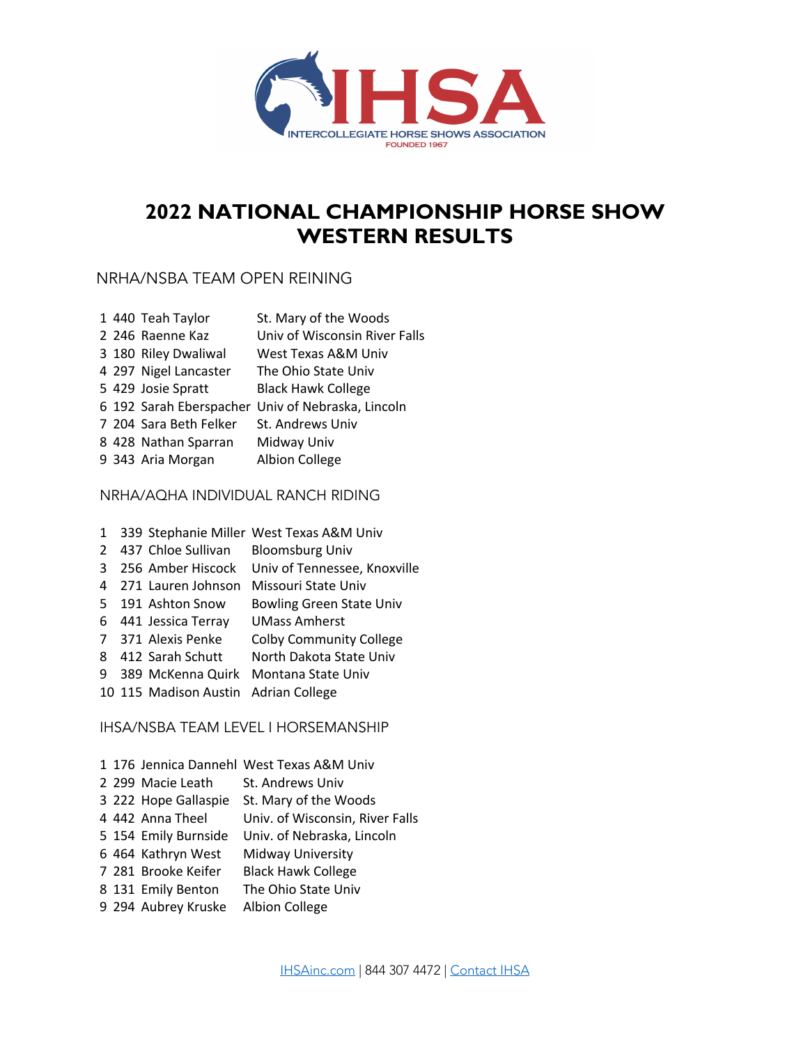# 2022 NATIONAL CHAMPIONSHIP HORSE SHOW WESTERN RESULTS

## NRHA/NSBA TEAM OPEN REINING

| Place | No. | Name | School |
|---|---|---|---|
| 1 | 440 | Teah Taylor | St. Mary of the Woods |
| 2 | 246 | Raenne Kaz | Univ of Wisconsin River Falls |
| 3 | 180 | Riley Dwaliwal | West Texas A&M Univ |
| 4 | 297 | Nigel Lancaster | The Ohio State Univ |
| 5 | 429 | Josie Spratt | Black Hawk College |
| 6 | 192 | Sarah Eberspacher | Univ of Nebraska, Lincoln |
| 7 | 204 | Sara Beth Felker | St. Andrews Univ |
| 8 | 428 | Nathan Sparran | Midway Univ |
| 9 | 343 | Aria Morgan | Albion College |

## NRHA/AQHA INDIVIDUAL RANCH RIDING

| Place | No. | Name | School |
|---|---|---|---|
| 1 | 339 | Stephanie Miller | West Texas A&M Univ |
| 2 | 437 | Chloe Sullivan | Bloomsburg Univ |
| 3 | 256 | Amber Hiscock | Univ of Tennessee, Knoxville |
| 4 | 271 | Lauren Johnson | Missouri State Univ |
| 5 | 191 | Ashton Snow | Bowling Green State Univ |
| 6 | 441 | Jessica Terray | UMass Amherst |
| 7 | 371 | Alexis Penke | Colby Community College |
| 8 | 412 | Sarah Schutt | North Dakota State Univ |
| 9 | 389 | McKenna Quirk | Montana State Univ |
| 10 | 115 | Madison Austin | Adrian College |

## IHSA/NSBA TEAM LEVEL I HORSEMANSHIP

| Place | No. | Name | School |
|---|---|---|---|
| 1 | 176 | Jennica Dannehl | West Texas A&M Univ |
| 2 | 299 | Macie Leath | St. Andrews Univ |
| 3 | 222 | Hope Gallaspie | St. Mary of the Woods |
| 4 | 442 | Anna Theel | Univ. of Wisconsin, River Falls |
| 5 | 154 | Emily Burnside | Univ. of Nebraska, Lincoln |
| 6 | 464 | Kathryn West | Midway University |
| 7 | 281 | Brooke Keifer | Black Hawk College |
| 8 | 131 | Emily Benton | The Ohio State Univ |
| 9 | 294 | Aubrey Kruske | Albion College |

IHSAinc.com | 844 307 4472 | Contact IHSA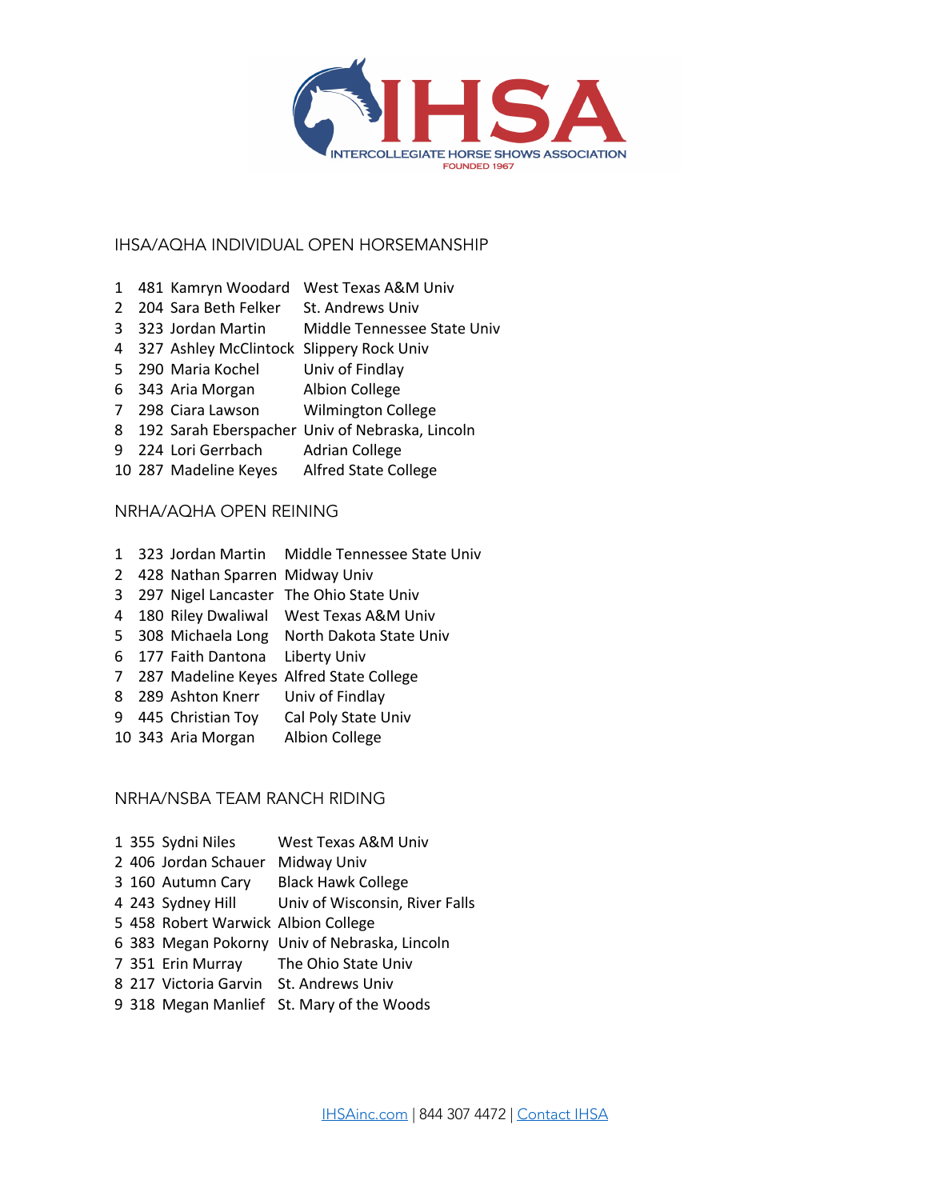## IHSA/AQHA INDIVIDUAL OPEN HORSEMANSHIP

| | | | |
|---|---|---|---|
| 1 | 481 | Kamryn Woodard | West Texas A&M Univ |
| 2 | 204 | Sara Beth Felker | St. Andrews Univ |
| 3 | 323 | Jordan Martin | Middle Tennessee State Univ |
| 4 | 327 | Ashley McClintock | Slippery Rock Univ |
| 5 | 290 | Maria Kochel | Univ of Findlay |
| 6 | 343 | Aria Morgan | Albion College |
| 7 | 298 | Ciara Lawson | Wilmington College |
| 8 | 192 | Sarah Eberspacher | Univ of Nebraska, Lincoln |
| 9 | 224 | Lori Gerrbach | Adrian College |
| 10 | 287 | Madeline Keyes | Alfred State College |

## NRHA/AQHA OPEN REINING

| | | | |
|---|---|---|---|
| 1 | 323 | Jordan Martin | Middle Tennessee State Univ |
| 2 | 428 | Nathan Sparren | Midway Univ |
| 3 | 297 | Nigel Lancaster | The Ohio State Univ |
| 4 | 180 | Riley Dwaliwal | West Texas A&M Univ |
| 5 | 308 | Michaela Long | North Dakota State Univ |
| 6 | 177 | Faith Dantona | Liberty Univ |
| 7 | 287 | Madeline Keyes | Alfred State College |
| 8 | 289 | Ashton Knerr | Univ of Findlay |
| 9 | 445 | Christian Toy | Cal Poly State Univ |
| 10 | 343 | Aria Morgan | Albion College |

## NRHA/NSBA TEAM RANCH RIDING

| | | | |
|---|---|---|---|
| 1 | 355 | Sydni Niles | West Texas A&M Univ |
| 2 | 406 | Jordan Schauer | Midway Univ |
| 3 | 160 | Autumn Cary | Black Hawk College |
| 4 | 243 | Sydney Hill | Univ of Wisconsin, River Falls |
| 5 | 458 | Robert Warwick | Albion College |
| 6 | 383 | Megan Pokorny | Univ of Nebraska, Lincoln |
| 7 | 351 | Erin Murray | The Ohio State Univ |
| 8 | 217 | Victoria Garvin | St. Andrews Univ |
| 9 | 318 | Megan Manlief | St. Mary of the Woods |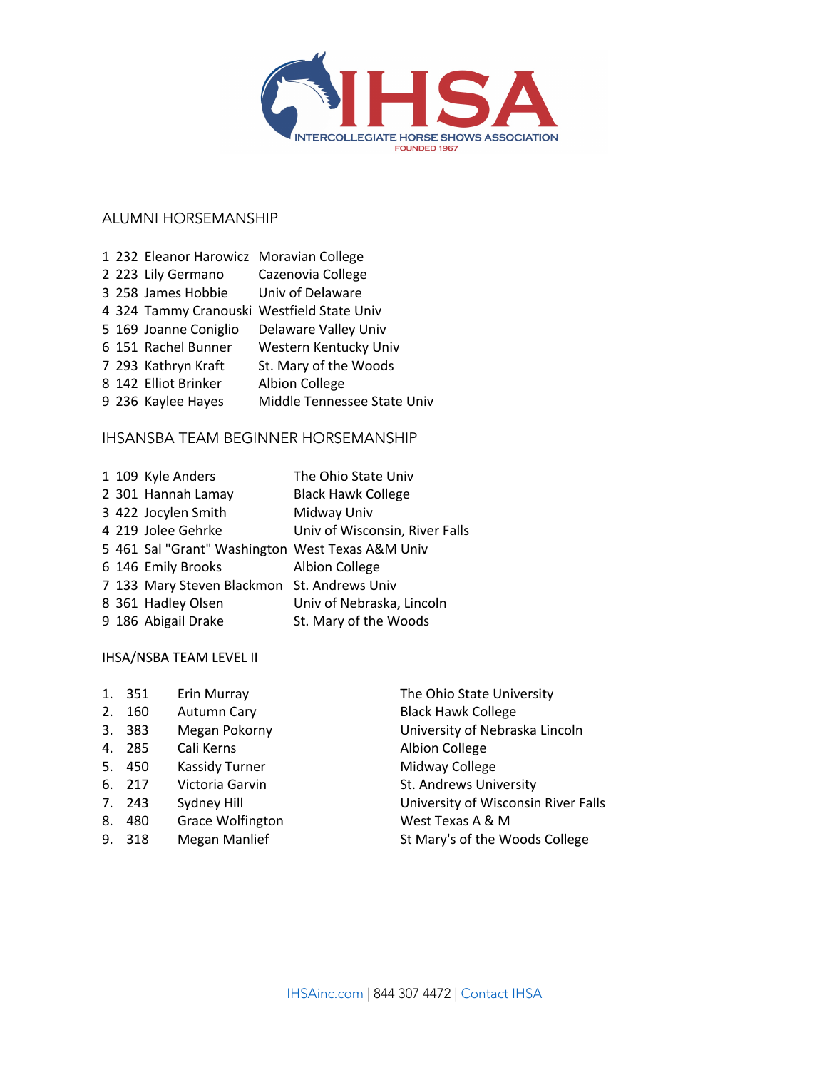## ALUMNI HORSEMANSHIP

| | | | |
|---|---|---|---|
| 1 | 232 | Eleanor Harowicz | Moravian College |
| 2 | 223 | Lily Germano | Cazenovia College |
| 3 | 258 | James Hobbie | Univ of Delaware |
| 4 | 324 | Tammy Cranouski | Westfield State Univ |
| 5 | 169 | Joanne Coniglio | Delaware Valley Univ |
| 6 | 151 | Rachel Bunner | Western Kentucky Univ |
| 7 | 293 | Kathryn Kraft | St. Mary of the Woods |
| 8 | 142 | Elliot Brinker | Albion College |
| 9 | 236 | Kaylee Hayes | Middle Tennessee State Univ |

## IHSANSBA TEAM BEGINNER HORSEMANSHIP

| | | | |
|---|---|---|---|
| 1 | 109 | Kyle Anders | The Ohio State Univ |
| 2 | 301 | Hannah Lamay | Black Hawk College |
| 3 | 422 | Jocylen Smith | Midway Univ |
| 4 | 219 | Jolee Gehrke | Univ of Wisconsin, River Falls |
| 5 | 461 | Sal "Grant" Washington | West Texas A&M Univ |
| 6 | 146 | Emily Brooks | Albion College |
| 7 | 133 | Mary Steven Blackmon | St. Andrews Univ |
| 8 | 361 | Hadley Olsen | Univ of Nebraska, Lincoln |
| 9 | 186 | Abigail Drake | St. Mary of the Woods |

## IHSA/NSBA TEAM LEVEL II

| | | | |
|---|---|---|---|
| 1. | 351 | Erin Murray | The Ohio State University |
| 2. | 160 | Autumn Cary | Black Hawk College |
| 3. | 383 | Megan Pokorny | University of Nebraska Lincoln |
| 4. | 285 | Cali Kerns | Albion College |
| 5. | 450 | Kassidy Turner | Midway College |
| 6. | 217 | Victoria Garvin | St. Andrews University |
| 7. | 243 | Sydney Hill | University of Wisconsin River Falls |
| 8. | 480 | Grace Wolfington | West Texas A & M |
| 9. | 318 | Megan Manlief | St Mary's of the Woods College |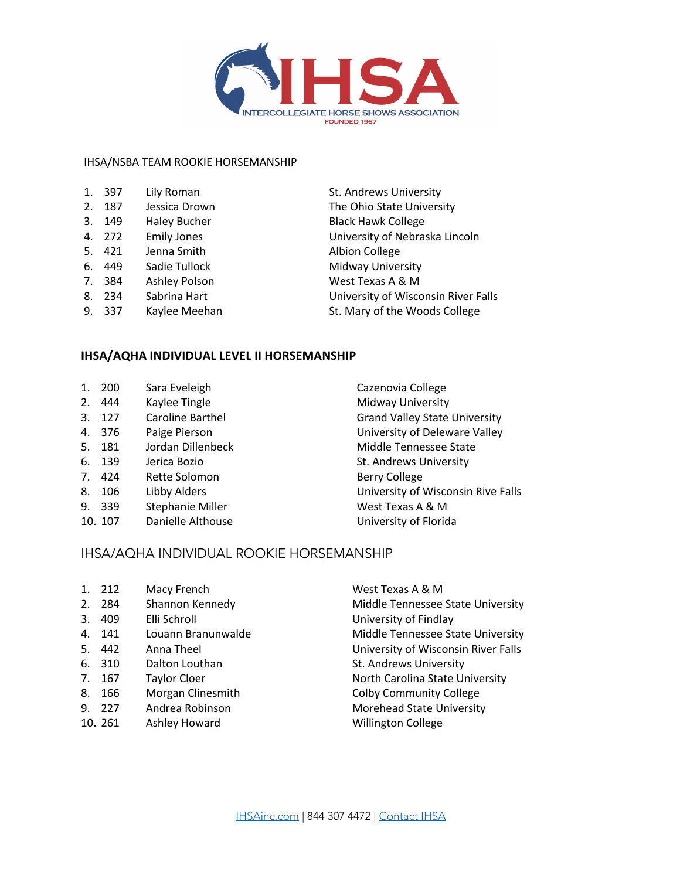IHSA/NSBA TEAM ROOKIE HORSEMANSHIP

| | | | |
|---|---|---|---|
| 1. | 397 | Lily Roman | St. Andrews University |
| 2. | 187 | Jessica Drown | The Ohio State University |
| 3. | 149 | Haley Bucher | Black Hawk College |
| 4. | 272 | Emily Jones | University of Nebraska Lincoln |
| 5. | 421 | Jenna Smith | Albion College |
| 6. | 449 | Sadie Tullock | Midway University |
| 7. | 384 | Ashley Polson | West Texas A & M |
| 8. | 234 | Sabrina Hart | University of Wisconsin River Falls |
| 9. | 337 | Kaylee Meehan | St. Mary of the Woods College |

**IHSA/AQHA INDIVIDUAL LEVEL II HORSEMANSHIP**

| | | | |
|---|---|---|---|
| 1. | 200 | Sara Eveleigh | Cazenovia College |
| 2. | 444 | Kaylee Tingle | Midway University |
| 3. | 127 | Caroline Barthel | Grand Valley State University |
| 4. | 376 | Paige Pierson | University of Deleware Valley |
| 5. | 181 | Jordan Dillenbeck | Middle Tennessee State |
| 6. | 139 | Jerica Bozio | St. Andrews University |
| 7. | 424 | Rette Solomon | Berry College |
| 8. | 106 | Libby Alders | University of Wisconsin Rive Falls |
| 9. | 339 | Stephanie Miller | West Texas A & M |
| 10. | 107 | Danielle Althouse | University of Florida |

IHSA/AQHA INDIVIDUAL ROOKIE HORSEMANSHIP

| | | | |
|---|---|---|---|
| 1. | 212 | Macy French | West Texas A & M |
| 2. | 284 | Shannon Kennedy | Middle Tennessee State University |
| 3. | 409 | Elli Schroll | University of Findlay |
| 4. | 141 | Louann Branunwalde | Middle Tennessee State University |
| 5. | 442 | Anna Theel | University of Wisconsin River Falls |
| 6. | 310 | Dalton Louthan | St. Andrews University |
| 7. | 167 | Taylor Cloer | North Carolina State University |
| 8. | 166 | Morgan Clinesmith | Colby Community College |
| 9. | 227 | Andrea Robinson | Morehead State University |
| 10. | 261 | Ashley Howard | Willington College |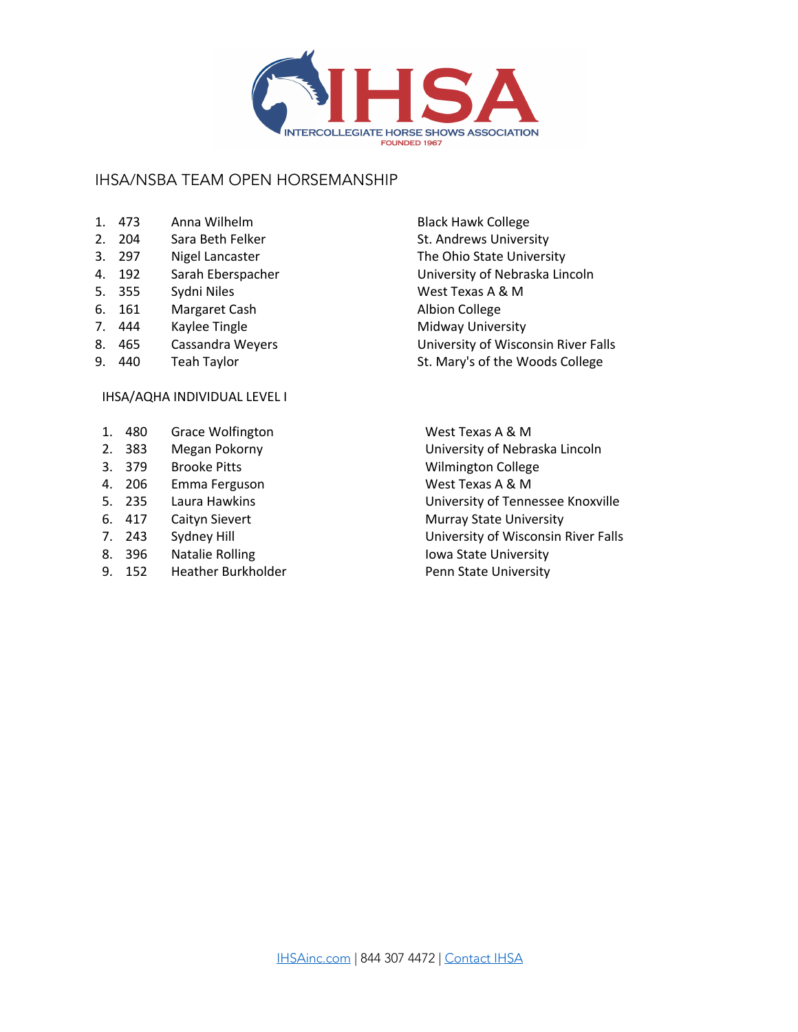IHSA
INTERCOLLEGIATE HORSE SHOWS ASSOCIATION
FOUNDED 1967

## IHSA/NSBA TEAM OPEN HORSEMANSHIP

| | | | |
|---|---|---|---|
| 1. | 473 | Anna Wilhelm | Black Hawk College |
| 2. | 204 | Sara Beth Felker | St. Andrews University |
| 3. | 297 | Nigel Lancaster | The Ohio State University |
| 4. | 192 | Sarah Eberspacher | University of Nebraska Lincoln |
| 5. | 355 | Sydni Niles | West Texas A & M |
| 6. | 161 | Margaret Cash | Albion College |
| 7. | 444 | Kaylee Tingle | Midway University |
| 8. | 465 | Cassandra Weyers | University of Wisconsin River Falls |
| 9. | 440 | Teah Taylor | St. Mary's of the Woods College |

## IHSA/AQHA INDIVIDUAL LEVEL I

| | | | |
|---|---|---|---|
| 1. | 480 | Grace Wolfington | West Texas A & M |
| 2. | 383 | Megan Pokorny | University of Nebraska Lincoln |
| 3. | 379 | Brooke Pitts | Wilmington College |
| 4. | 206 | Emma Ferguson | West Texas A & M |
| 5. | 235 | Laura Hawkins | University of Tennessee Knoxville |
| 6. | 417 | Caityn Sievert | Murray State University |
| 7. | 243 | Sydney Hill | University of Wisconsin River Falls |
| 8. | 396 | Natalie Rolling | Iowa State University |
| 9. | 152 | Heather Burkholder | Penn State University |

IHSAinc.com | 844 307 4472 | Contact IHSA